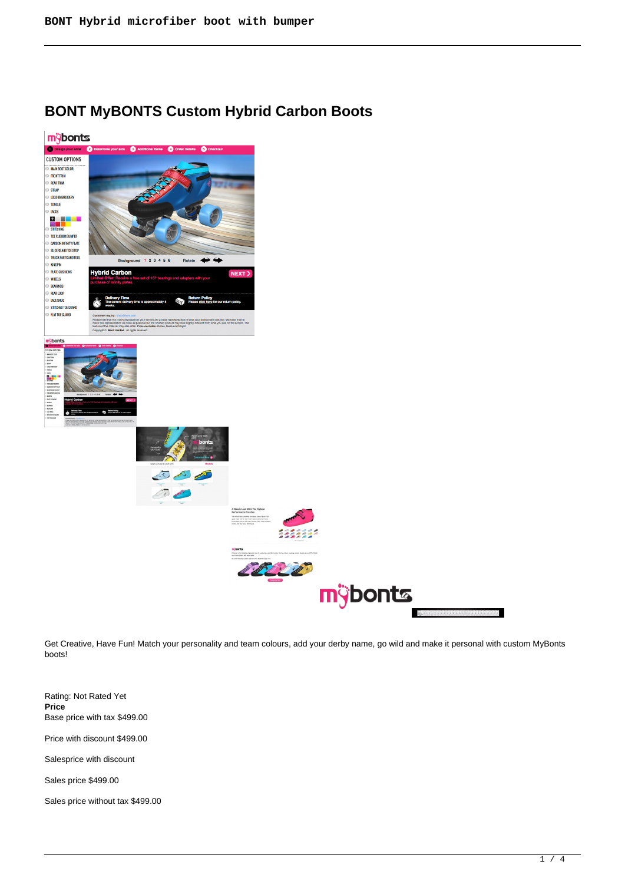# BONT MyBONTS Custom Hybrid Carbon Boots

Get Creative, Have Fun! Match your personality and team colours, add your derby name, go wild and make it personal with custom MyBonts boots!

Rating: Not Rated Yet

**Price**

Base price with tax $499.00

Price with discount $499.00

Salesprice with discount

Sales price $499.00

Sales price without tax $499.00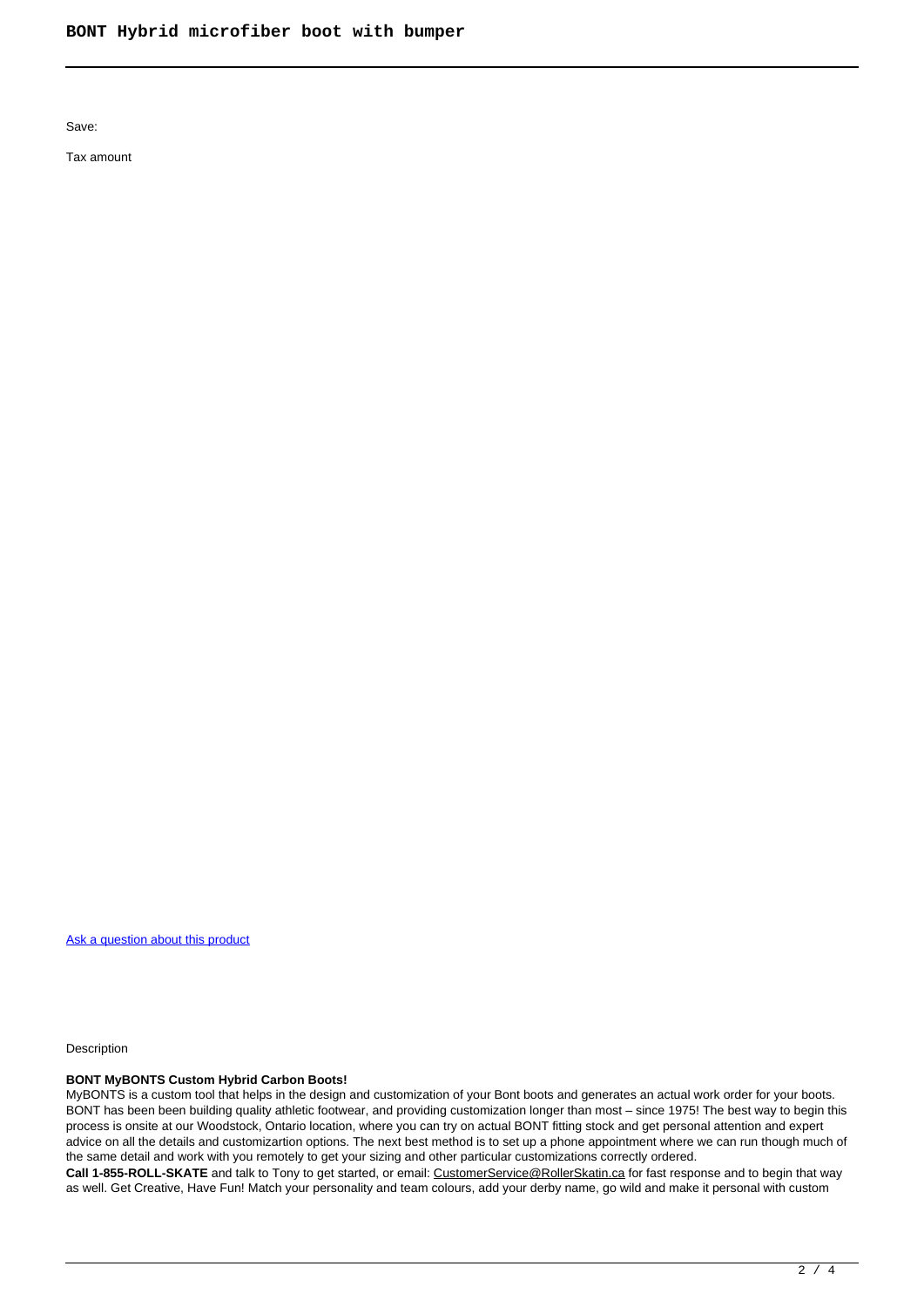Save:

Tax amount

[Ask a question about this product](#)

Description

**BONT MyBONTS Custom Hybrid Carbon Boots!**

MyBONTS is a custom tool that helps in the design and customization of your Bont boots and generates an actual work order for your boots. BONT has been been building quality athletic footwear, and providing customization longer than most – since 1975! The best way to begin this process is onsite at our Woodstock, Ontario location, where you can try on actual BONT fitting stock and get personal attention and expert advice on all the details and customizartion options. The next best method is to set up a phone appointment where we can run though much of the same detail and work with you remotely to get your sizing and other particular customizations correctly ordered.

**Call 1-855-ROLL-SKATE** and talk to Tony to get started, or email: [CustomerService@RollerSkatin.ca](mailto:CustomerService@RollerSkatin.ca) for fast response and to begin that way as well. Get Creative, Have Fun! Match your personality and team colours, add your derby name, go wild and make it personal with custom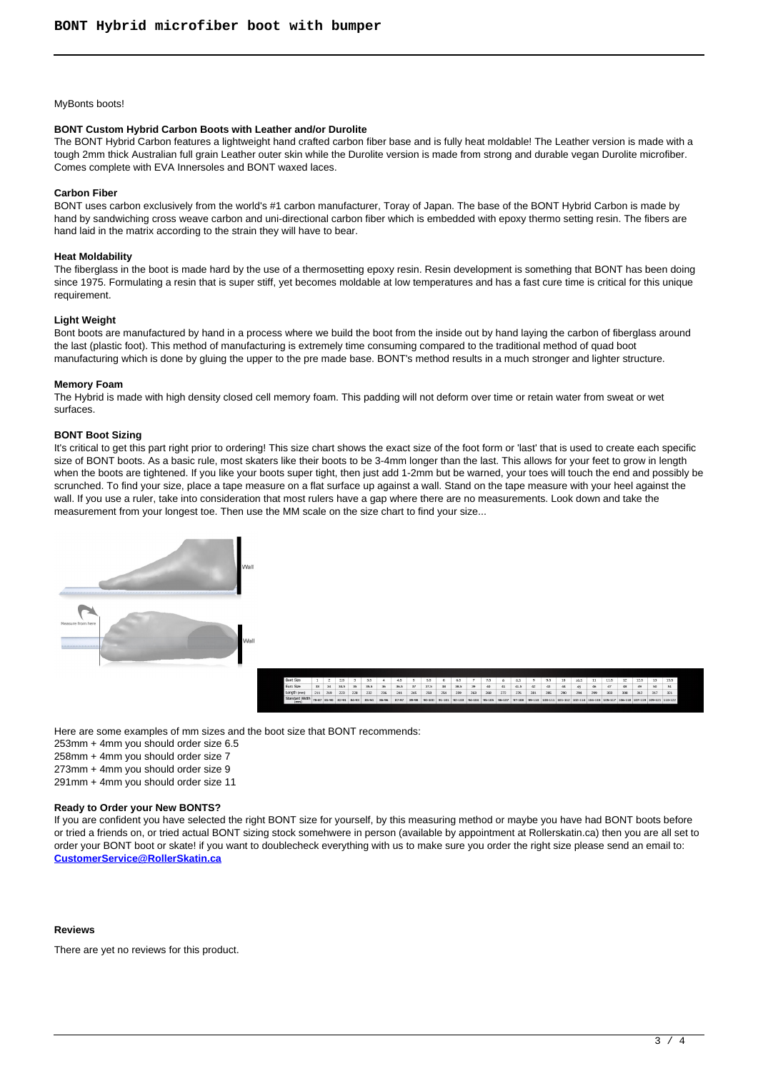MyBonts boots!

**BONT Custom Hybrid Carbon Boots with Leather and/or Durolite**

The BONT Hybrid Carbon features a lightweight hand crafted carbon fiber base and is fully heat moldable! The Leather version is made with a tough 2mm thick Australian full grain Leather outer skin while the Durolite version is made from strong and durable vegan Durolite microfiber. Comes complete with EVA Innersoles and BONT waxed laces.

**Carbon Fiber**

BONT uses carbon exclusively from the world's #1 carbon manufacturer, Toray of Japan. The base of the BONT Hybrid Carbon is made by hand by sandwiching cross weave carbon and uni-directional carbon fiber which is embedded with epoxy thermo setting resin. The fibers are hand laid in the matrix according to the strain they will have to bear.

**Heat Moldability**

The fiberglass in the boot is made hard by the use of a thermosetting epoxy resin. Resin development is something that BONT has been doing since 1975. Formulating a resin that is super stiff, yet becomes moldable at low temperatures and has a fast cure time is critical for this unique requirement.

**Light Weight**

Bont boots are manufactured by hand in a process where we build the boot from the inside out by hand laying the carbon of fiberglass around the last (plastic foot). This method of manufacturing is extremely time consuming compared to the traditional method of quad boot manufacturing which is done by gluing the upper to the pre made base. BONT's method results in a much stronger and lighter structure.

**Memory Foam**

The Hybrid is made with high density closed cell memory foam. This padding will not deform over time or retain water from sweat or wet surfaces.

**BONT Boot Sizing**

It's critical to get this part right prior to ordering! This size chart shows the exact size of the foot form or 'last' that is used to create each specific size of BONT boots. As a basic rule, most skaters like their boots to be 3-4mm longer than the last. This allows for your feet to grow in length when the boots are tightened. If you like your boots super tight, then just add 1-2mm but be warned, your toes will touch the end and possibly be scrunched. To find your size, place a tape measure on a flat surface up against a wall. Stand on the tape measure with your heel against the wall. If you use a ruler, take into consideration that most rulers have a gap where there are no measurements. Look down and take the measurement from your longest toe. Then use the MM scale on the size chart to find your size...

Wall

Measure from here

Wall

| Bont Size | 1 | 2 | 2.5 | 3 | 3.5 | 4 | 4.5 | 5 | 5.5 | 6 | 6.5 | 7 | 7.5 | 8 | 8.5 | 9 | 9.5 | 10 | 10.5 | 11 | 11.5 | 12 | 12.5 | 13 | 13.5 |
|---|---|---|---|---|---|---|---|---|---|---|---|---|---|---|---|---|---|---|---|---|---|---|---|---|---|
| Euro Size | 33 | 34 | 34.5 | 35 | 35.5 | 36 | 36.5 | 37 | 37.5 | 38 | 38.5 | 39 | 40 | 41 | 41.5 | 42 | 43 | 44 | 45 | 46 | 47 | 48 | 49 | 50 | 51 |
| Length (mm) | 211 | 219 | 223 | 228 | 232 | 236 | 241 | 245 | 250 | 254 | 259 | 263 | 268 | 272 | 276 | 281 | 285 | 290 | 294 | 299 | 303 | 308 | 312 | 317 | 321 |
| Standard Width (mm) | 79-87 | 81-90 | 82-91 | 84-93 | 85-95 | 86-96 | 87-97 | 89-98 | 90-100 | 91-101 | 92-103 | 94-104 | 95-105 | 96-107 | 97-108 | 99-110 | 100-111 | 101-112 | 102-114 | 104-115 | 105-117 | 106-118 | 107-119 | 109-121 | 110-122 |

Here are some examples of mm sizes and the boot size that BONT recommends:

253mm + 4mm you should order size 6.5

258mm + 4mm you should order size 7

273mm + 4mm you should order size 9

291mm + 4mm you should order size 11

**Ready to Order your New BONTS?**

If you are confident you have selected the right BONT size for yourself, by this measuring method or maybe you have had BONT boots before or tried a friends on, or tried actual BONT sizing stock somehwere in person (available by appointment at Rollerskatin.ca) then you are all set to order your BONT boot or skate! if you want to doublecheck everything with us to make sure you order the right size please send an email to: **CustomerService@RollerSkatin.ca**

**Reviews**

There are yet no reviews for this product.